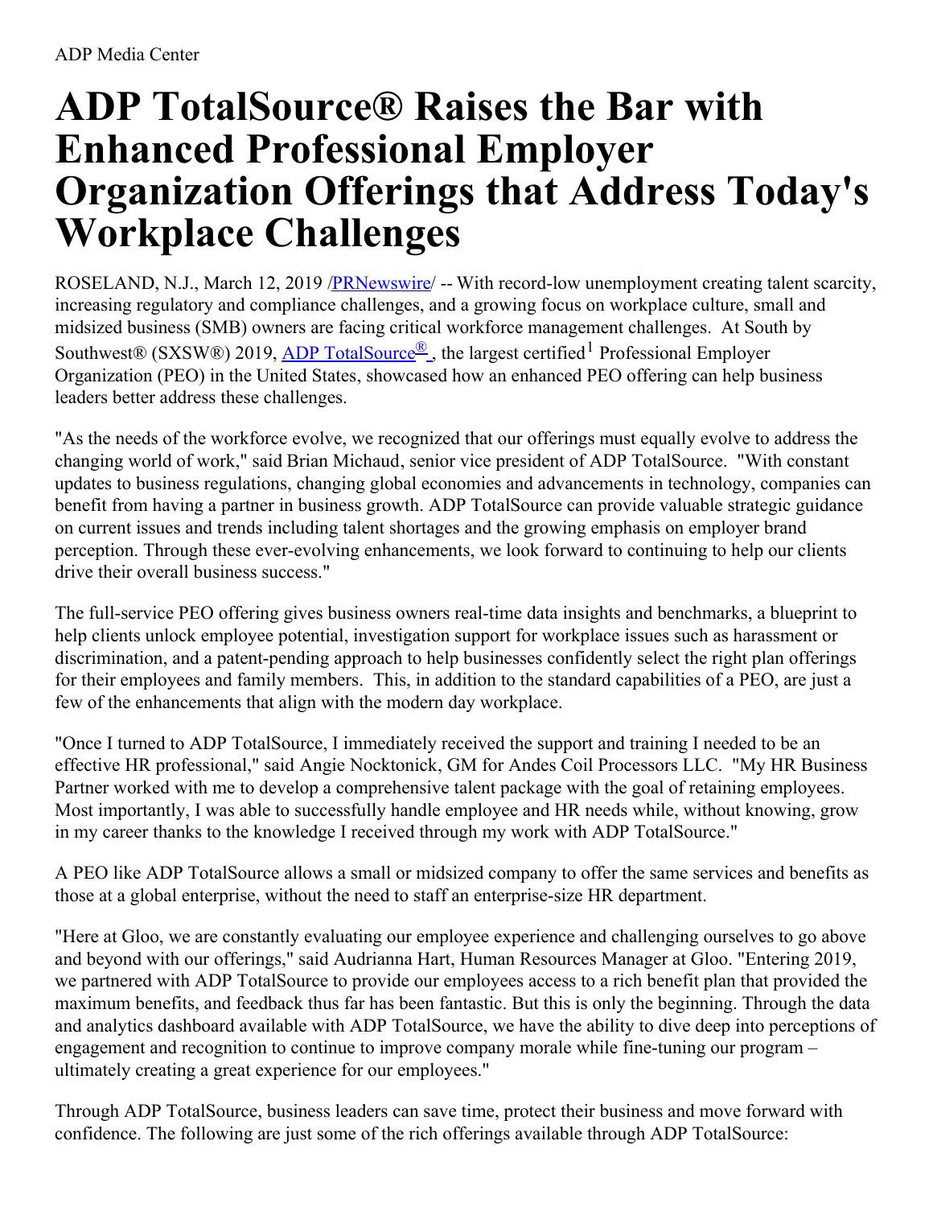ADP Media Center

# ADP TotalSource® Raises the Bar with Enhanced Professional Employer Organization Offerings that Address Today's Workplace Challenges

ROSELAND, N.J., March 12, 2019 /PRNewswire/ -- With record-low unemployment creating talent scarcity, increasing regulatory and compliance challenges, and a growing focus on workplace culture, small and midsized business (SMB) owners are facing critical workforce management challenges. At South by Southwest® (SXSW®) 2019, ADP TotalSource®, the largest certified[1] Professional Employer Organization (PEO) in the United States, showcased how an enhanced PEO offering can help business leaders better address these challenges.

"As the needs of the workforce evolve, we recognized that our offerings must equally evolve to address the changing world of work," said Brian Michaud, senior vice president of ADP TotalSource. "With constant updates to business regulations, changing global economies and advancements in technology, companies can benefit from having a partner in business growth. ADP TotalSource can provide valuable strategic guidance on current issues and trends including talent shortages and the growing emphasis on employer brand perception. Through these ever-evolving enhancements, we look forward to continuing to help our clients drive their overall business success."

The full-service PEO offering gives business owners real-time data insights and benchmarks, a blueprint to help clients unlock employee potential, investigation support for workplace issues such as harassment or discrimination, and a patent-pending approach to help businesses confidently select the right plan offerings for their employees and family members. This, in addition to the standard capabilities of a PEO, are just a few of the enhancements that align with the modern day workplace.

"Once I turned to ADP TotalSource, I immediately received the support and training I needed to be an effective HR professional," said Angie Nocktonick, GM for Andes Coil Processors LLC. "My HR Business Partner worked with me to develop a comprehensive talent package with the goal of retaining employees. Most importantly, I was able to successfully handle employee and HR needs while, without knowing, grow in my career thanks to the knowledge I received through my work with ADP TotalSource."

A PEO like ADP TotalSource allows a small or midsized company to offer the same services and benefits as those at a global enterprise, without the need to staff an enterprise-size HR department.

"Here at Gloo, we are constantly evaluating our employee experience and challenging ourselves to go above and beyond with our offerings," said Audrianna Hart, Human Resources Manager at Gloo. "Entering 2019, we partnered with ADP TotalSource to provide our employees access to a rich benefit plan that provided the maximum benefits, and feedback thus far has been fantastic. But this is only the beginning. Through the data and analytics dashboard available with ADP TotalSource, we have the ability to dive deep into perceptions of engagement and recognition to continue to improve company morale while fine-tuning our program – ultimately creating a great experience for our employees."

Through ADP TotalSource, business leaders can save time, protect their business and move forward with confidence. The following are just some of the rich offerings available through ADP TotalSource: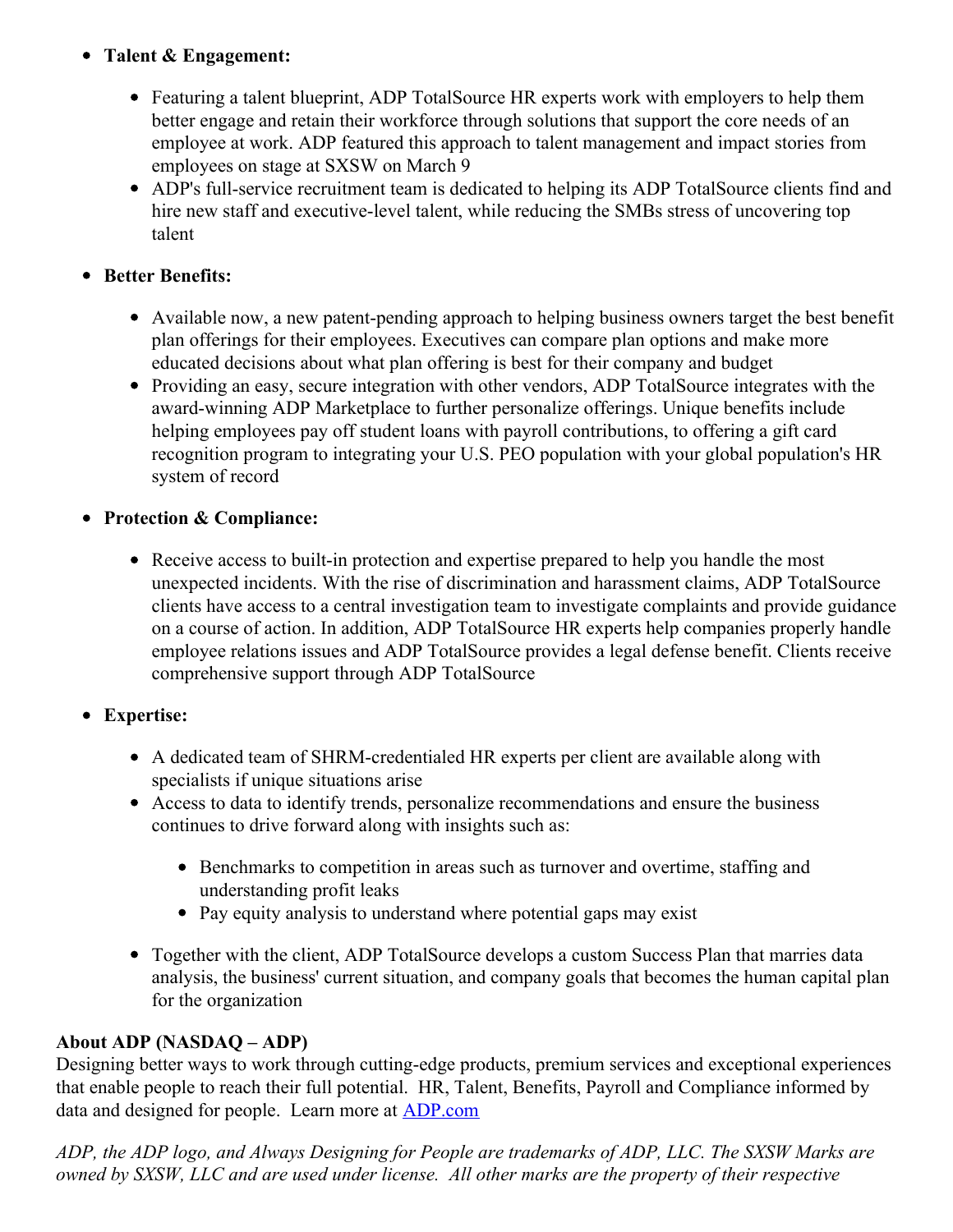- **Talent & Engagement:**
  - Featuring a talent blueprint, ADP TotalSource HR experts work with employers to help them better engage and retain their workforce through solutions that support the core needs of an employee at work. ADP featured this approach to talent management and impact stories from employees on stage at SXSW on March 9
  - ADP's full-service recruitment team is dedicated to helping its ADP TotalSource clients find and hire new staff and executive-level talent, while reducing the SMBs stress of uncovering top talent
- **Better Benefits:**
  - Available now, a new patent-pending approach to helping business owners target the best benefit plan offerings for their employees. Executives can compare plan options and make more educated decisions about what plan offering is best for their company and budget
  - Providing an easy, secure integration with other vendors, ADP TotalSource integrates with the award-winning ADP Marketplace to further personalize offerings. Unique benefits include helping employees pay off student loans with payroll contributions, to offering a gift card recognition program to integrating your U.S. PEO population with your global population's HR system of record
- **Protection & Compliance:**
  - Receive access to built-in protection and expertise prepared to help you handle the most unexpected incidents. With the rise of discrimination and harassment claims, ADP TotalSource clients have access to a central investigation team to investigate complaints and provide guidance on a course of action. In addition, ADP TotalSource HR experts help companies properly handle employee relations issues and ADP TotalSource provides a legal defense benefit. Clients receive comprehensive support through ADP TotalSource
- **Expertise:**
  - A dedicated team of SHRM-credentialed HR experts per client are available along with specialists if unique situations arise
  - Access to data to identify trends, personalize recommendations and ensure the business continues to drive forward along with insights such as:
    - Benchmarks to competition in areas such as turnover and overtime, staffing and understanding profit leaks
    - Pay equity analysis to understand where potential gaps may exist
  - Together with the client, ADP TotalSource develops a custom Success Plan that marries data analysis, the business' current situation, and company goals that becomes the human capital plan for the organization

**About ADP (NASDAQ – ADP)**
Designing better ways to work through cutting-edge products, premium services and exceptional experiences that enable people to reach their full potential. HR, Talent, Benefits, Payroll and Compliance informed by data and designed for people. Learn more at [ADP.com](ADP.com)

*ADP, the ADP logo, and Always Designing for People are trademarks of ADP, LLC. The SXSW Marks are owned by SXSW, LLC and are used under license. All other marks are the property of their respective*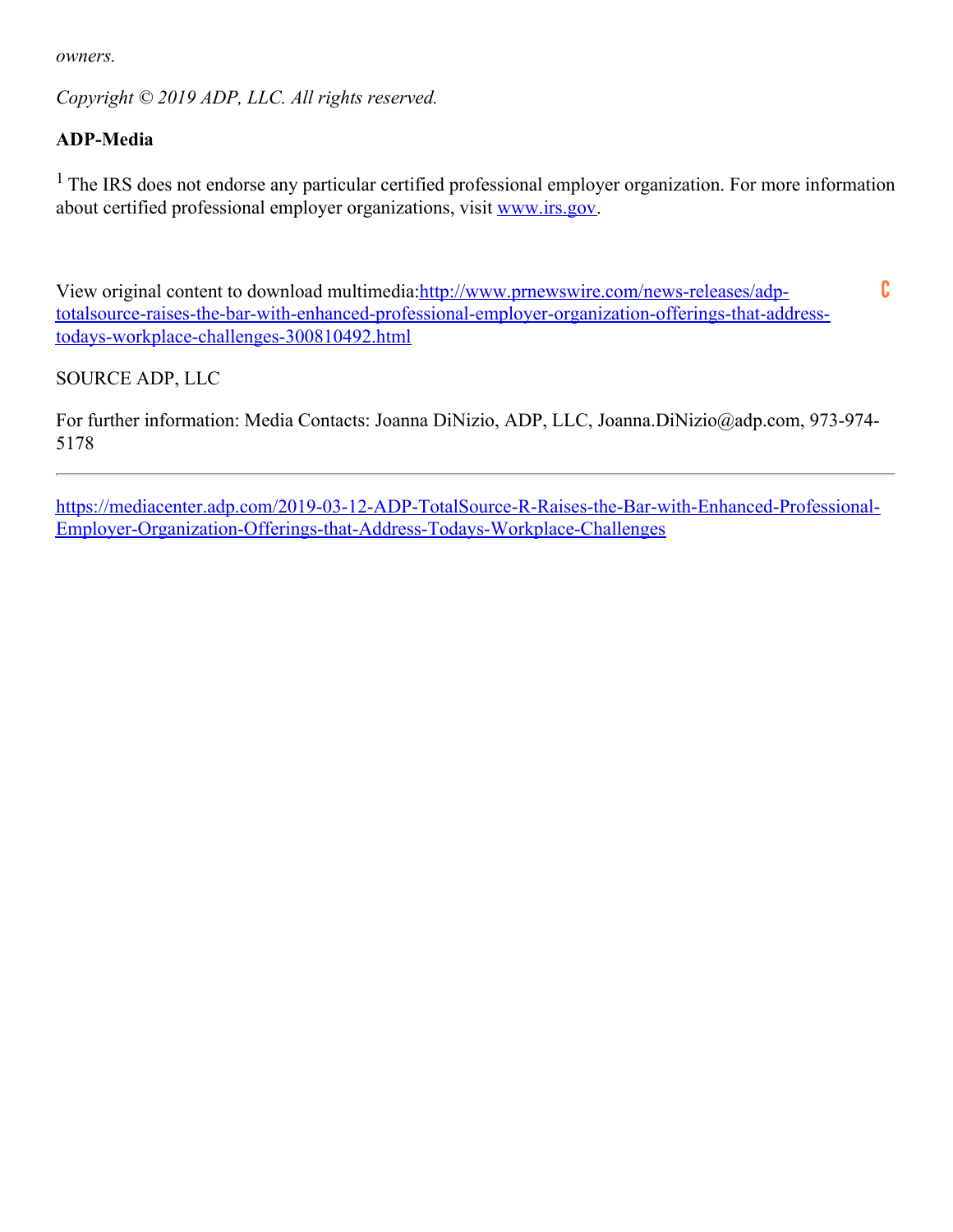*owners.*

*Copyright © 2019 ADP, LLC. All rights reserved.*

**ADP-Media**

[1] The IRS does not endorse any particular certified professional employer organization. For more information about certified professional employer organizations, visit www.irs.gov.

View original content to download multimedia:http://www.prnewswire.com/news-releases/adp-totalsource-raises-the-bar-with-enhanced-professional-employer-organization-offerings-that-address-todays-workplace-challenges-300810492.html

SOURCE ADP, LLC

For further information: Media Contacts: Joanna DiNizio, ADP, LLC, Joanna.DiNizio@adp.com, 973-974-5178

---

https://mediacenter.adp.com/2019-03-12-ADP-TotalSource-R-Raises-the-Bar-with-Enhanced-Professional-Employer-Organization-Offerings-that-Address-Todays-Workplace-Challenges